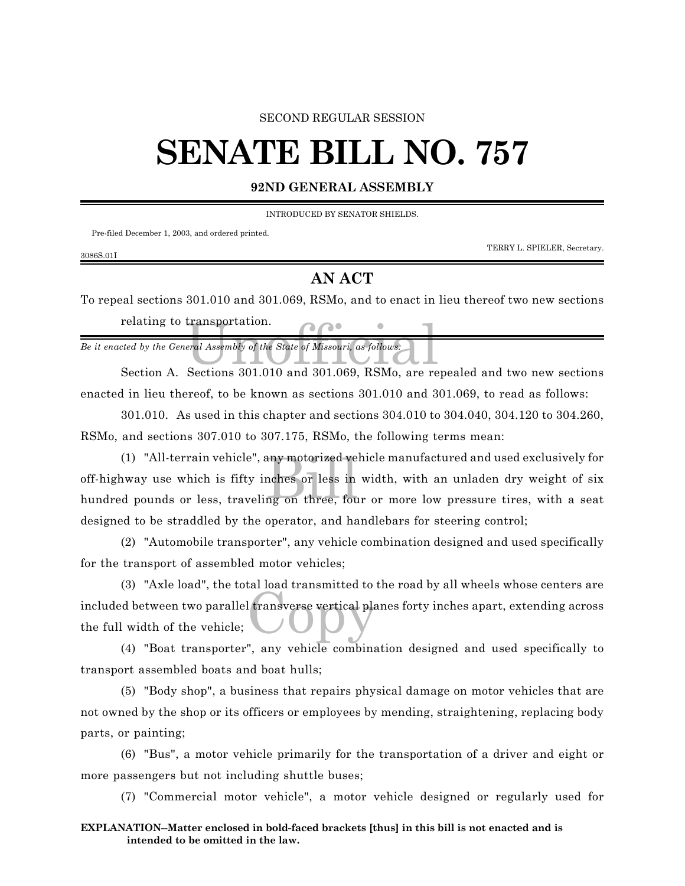SECOND REGULAR SESSION

# SENATE BILL NO. 757

**92ND GENERAL ASSEMBLY**

INTRODUCED BY SENATOR SHIELDS.

Pre-filed December 1, 2003, and ordered printed.

TERRY L. SPIELER, Secretary.

3086S.01I

## AN ACT

To repeal sections 301.010 and 301.069, RSMo, and to enact in lieu thereof two new sections relating to transportation.

*Be it enacted by the General Assembly of the State of Missouri, as follows:*

Section A. Sections 301.010 and 301.069, RSMo, are repealed and two new sections enacted in lieu thereof, to be known as sections 301.010 and 301.069, to read as follows:

301.010. As used in this chapter and sections 304.010 to 304.040, 304.120 to 304.260, RSMo, and sections 307.010 to 307.175, RSMo, the following terms mean:

(1) "All-terrain vehicle", any motorized vehicle manufactured and used exclusively for off-highway use which is fifty inches or less in width, with an unladen dry weight of six hundred pounds or less, traveling on three, four or more low pressure tires, with a seat designed to be straddled by the operator, and handlebars for steering control;

(2) "Automobile transporter", any vehicle combination designed and used specifically for the transport of assembled motor vehicles;

(3) "Axle load", the total load transmitted to the road by all wheels whose centers are included between two parallel transverse vertical planes forty inches apart, extending across the full width of the vehicle;

(4) "Boat transporter", any vehicle combination designed and used specifically to transport assembled boats and boat hulls;

(5) "Body shop", a business that repairs physical damage on motor vehicles that are not owned by the shop or its officers or employees by mending, straightening, replacing body parts, or painting;

(6) "Bus", a motor vehicle primarily for the transportation of a driver and eight or more passengers but not including shuttle buses;

(7) "Commercial motor vehicle", a motor vehicle designed or regularly used for

**EXPLANATION--Matter enclosed in bold-faced brackets [thus] in this bill is not enacted and is intended to be omitted in the law.**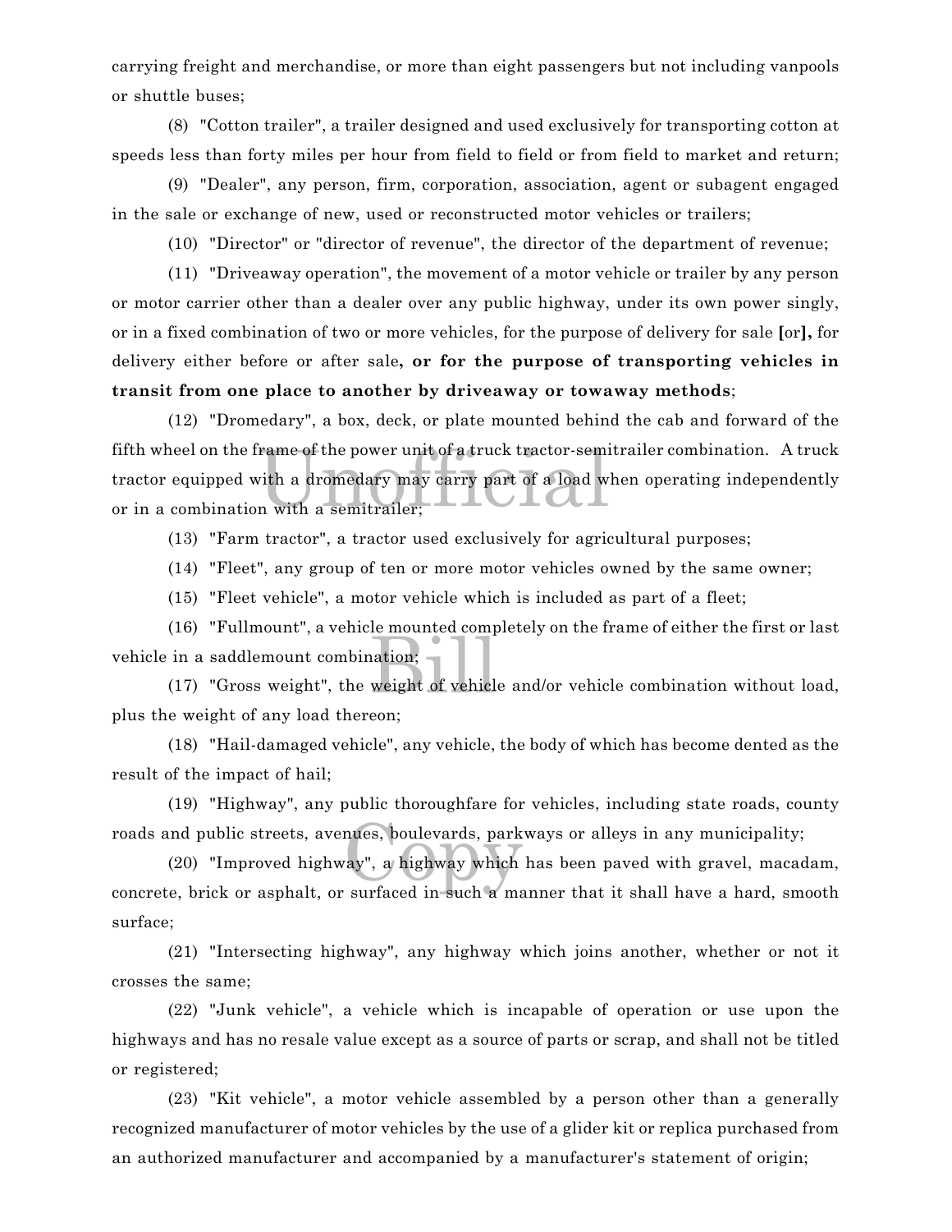carrying freight and merchandise, or more than eight passengers but not including vanpools or shuttle buses;

(8) "Cotton trailer", a trailer designed and used exclusively for transporting cotton at speeds less than forty miles per hour from field to field or from field to market and return;

(9) "Dealer", any person, firm, corporation, association, agent or subagent engaged in the sale or exchange of new, used or reconstructed motor vehicles or trailers;

(10) "Director" or "director of revenue", the director of the department of revenue;

(11) "Driveaway operation", the movement of a motor vehicle or trailer by any person or motor carrier other than a dealer over any public highway, under its own power singly, or in a fixed combination of two or more vehicles, for the purpose of delivery for sale **[**or**],** for delivery either before or after sale**, or for the purpose of transporting vehicles in transit from one place to another by driveaway or towaway methods**;

(12) "Dromedary", a box, deck, or plate mounted behind the cab and forward of the fifth wheel on the frame of the power unit of a truck tractor-semitrailer combination. A truck tractor equipped with a dromedary may carry part of a load when operating independently or in a combination with a semitrailer;

(13) "Farm tractor", a tractor used exclusively for agricultural purposes;

(14) "Fleet", any group of ten or more motor vehicles owned by the same owner;

(15) "Fleet vehicle", a motor vehicle which is included as part of a fleet;

(16) "Fullmount", a vehicle mounted completely on the frame of either the first or last vehicle in a saddlemount combination;

(17) "Gross weight", the weight of vehicle and/or vehicle combination without load, plus the weight of any load thereon;

(18) "Hail-damaged vehicle", any vehicle, the body of which has become dented as the result of the impact of hail;

(19) "Highway", any public thoroughfare for vehicles, including state roads, county roads and public streets, avenues, boulevards, parkways or alleys in any municipality;

(20) "Improved highway", a highway which has been paved with gravel, macadam, concrete, brick or asphalt, or surfaced in such a manner that it shall have a hard, smooth surface;

(21) "Intersecting highway", any highway which joins another, whether or not it crosses the same;

(22) "Junk vehicle", a vehicle which is incapable of operation or use upon the highways and has no resale value except as a source of parts or scrap, and shall not be titled or registered;

(23) "Kit vehicle", a motor vehicle assembled by a person other than a generally recognized manufacturer of motor vehicles by the use of a glider kit or replica purchased from an authorized manufacturer and accompanied by a manufacturer's statement of origin;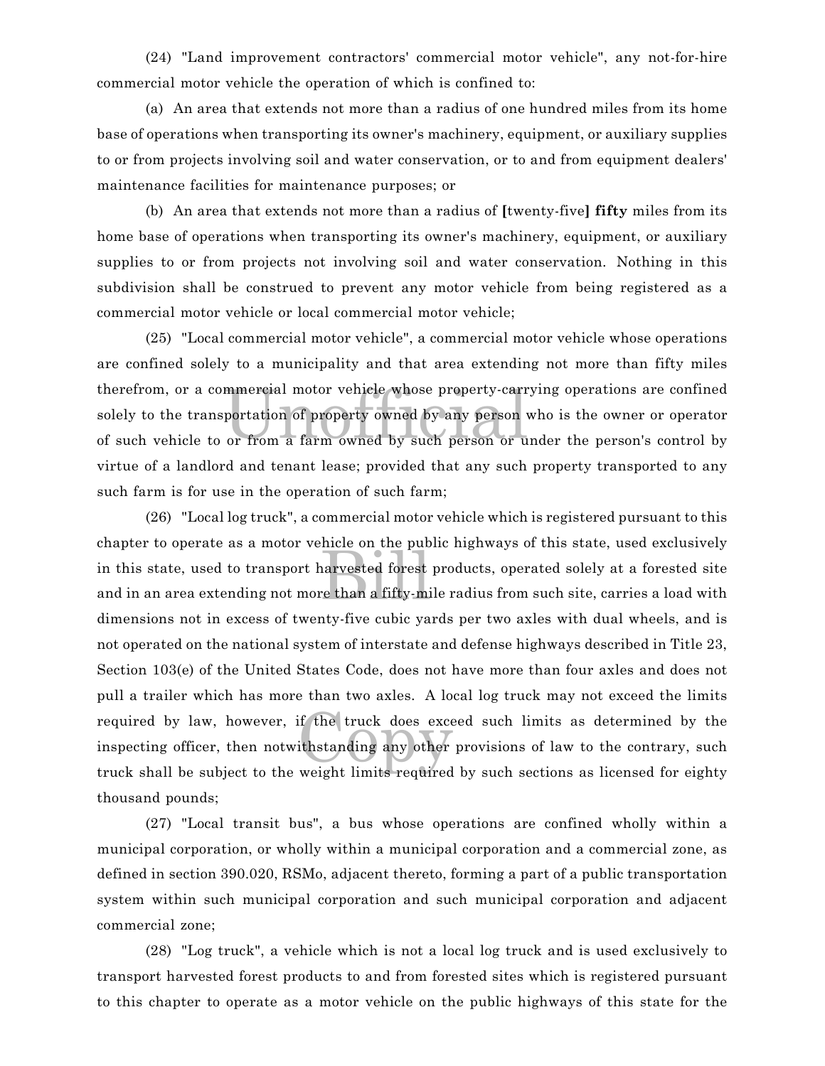(24) "Land improvement contractors' commercial motor vehicle", any not-for-hire commercial motor vehicle the operation of which is confined to:

(a) An area that extends not more than a radius of one hundred miles from its home base of operations when transporting its owner's machinery, equipment, or auxiliary supplies to or from projects involving soil and water conservation, or to and from equipment dealers' maintenance facilities for maintenance purposes; or

(b) An area that extends not more than a radius of [twenty-five] **fifty** miles from its home base of operations when transporting its owner's machinery, equipment, or auxiliary supplies to or from projects not involving soil and water conservation. Nothing in this subdivision shall be construed to prevent any motor vehicle from being registered as a commercial motor vehicle or local commercial motor vehicle;

(25) "Local commercial motor vehicle", a commercial motor vehicle whose operations are confined solely to a municipality and that area extending not more than fifty miles therefrom, or a commercial motor vehicle whose property-carrying operations are confined solely to the transportation of property owned by any person who is the owner or operator of such vehicle to or from a farm owned by such person or under the person's control by virtue of a landlord and tenant lease; provided that any such property transported to any such farm is for use in the operation of such farm;

(26) "Local log truck", a commercial motor vehicle which is registered pursuant to this chapter to operate as a motor vehicle on the public highways of this state, used exclusively in this state, used to transport harvested forest products, operated solely at a forested site and in an area extending not more than a fifty-mile radius from such site, carries a load with dimensions not in excess of twenty-five cubic yards per two axles with dual wheels, and is not operated on the national system of interstate and defense highways described in Title 23, Section 103(e) of the United States Code, does not have more than four axles and does not pull a trailer which has more than two axles. A local log truck may not exceed the limits required by law, however, if the truck does exceed such limits as determined by the inspecting officer, then notwithstanding any other provisions of law to the contrary, such truck shall be subject to the weight limits required by such sections as licensed for eighty thousand pounds;

(27) "Local transit bus", a bus whose operations are confined wholly within a municipal corporation, or wholly within a municipal corporation and a commercial zone, as defined in section 390.020, RSMo, adjacent thereto, forming a part of a public transportation system within such municipal corporation and such municipal corporation and adjacent commercial zone;

(28) "Log truck", a vehicle which is not a local log truck and is used exclusively to transport harvested forest products to and from forested sites which is registered pursuant to this chapter to operate as a motor vehicle on the public highways of this state for the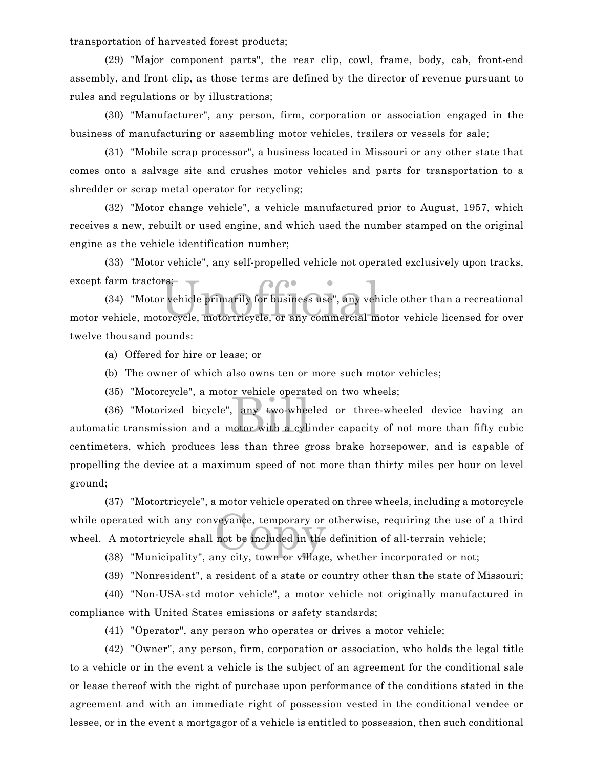transportation of harvested forest products;

(29) "Major component parts", the rear clip, cowl, frame, body, cab, front-end assembly, and front clip, as those terms are defined by the director of revenue pursuant to rules and regulations or by illustrations;

(30) "Manufacturer", any person, firm, corporation or association engaged in the business of manufacturing or assembling motor vehicles, trailers or vessels for sale;

(31) "Mobile scrap processor", a business located in Missouri or any other state that comes onto a salvage site and crushes motor vehicles and parts for transportation to a shredder or scrap metal operator for recycling;

(32) "Motor change vehicle", a vehicle manufactured prior to August, 1957, which receives a new, rebuilt or used engine, and which used the number stamped on the original engine as the vehicle identification number;

(33) "Motor vehicle", any self-propelled vehicle not operated exclusively upon tracks, except farm tractors;

(34) "Motor vehicle primarily for business use", any vehicle other than a recreational motor vehicle, motorcycle, motortricycle, or any commercial motor vehicle licensed for over twelve thousand pounds:

(a) Offered for hire or lease; or

(b) The owner of which also owns ten or more such motor vehicles;

(35) "Motorcycle", a motor vehicle operated on two wheels;

(36) "Motorized bicycle", any two-wheeled or three-wheeled device having an automatic transmission and a motor with a cylinder capacity of not more than fifty cubic centimeters, which produces less than three gross brake horsepower, and is capable of propelling the device at a maximum speed of not more than thirty miles per hour on level ground;

(37) "Motortricycle", a motor vehicle operated on three wheels, including a motorcycle while operated with any conveyance, temporary or otherwise, requiring the use of a third wheel. A motortricycle shall not be included in the definition of all-terrain vehicle;

(38) "Municipality", any city, town or village, whether incorporated or not;

(39) "Nonresident", a resident of a state or country other than the state of Missouri;

(40) "Non-USA-std motor vehicle", a motor vehicle not originally manufactured in compliance with United States emissions or safety standards;

(41) "Operator", any person who operates or drives a motor vehicle;

(42) "Owner", any person, firm, corporation or association, who holds the legal title to a vehicle or in the event a vehicle is the subject of an agreement for the conditional sale or lease thereof with the right of purchase upon performance of the conditions stated in the agreement and with an immediate right of possession vested in the conditional vendee or lessee, or in the event a mortgagor of a vehicle is entitled to possession, then such conditional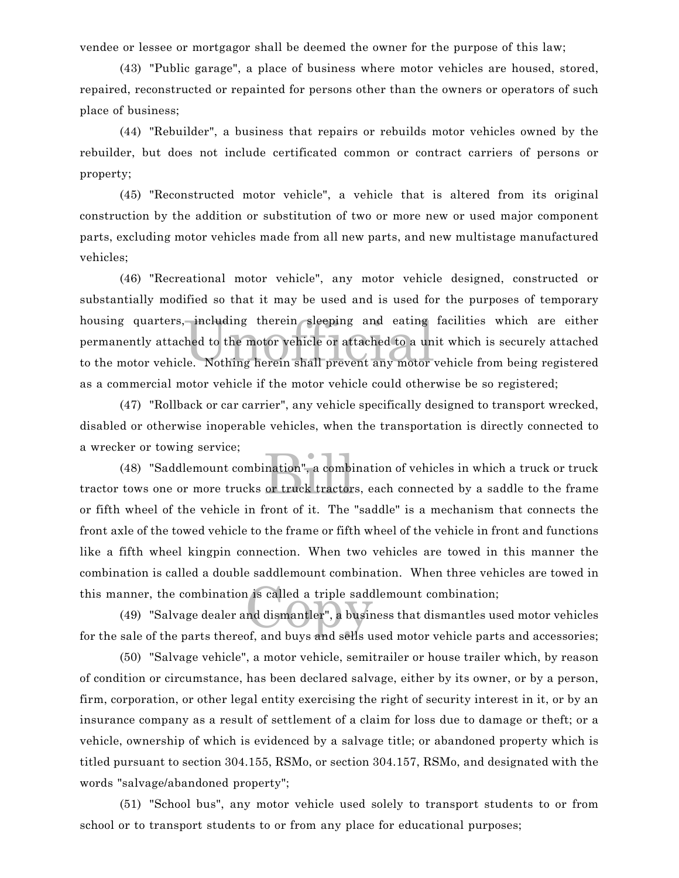vendee or lessee or mortgagor shall be deemed the owner for the purpose of this law;

(43) "Public garage", a place of business where motor vehicles are housed, stored, repaired, reconstructed or repainted for persons other than the owners or operators of such place of business;

(44) "Rebuilder", a business that repairs or rebuilds motor vehicles owned by the rebuilder, but does not include certificated common or contract carriers of persons or property;

(45) "Reconstructed motor vehicle", a vehicle that is altered from its original construction by the addition or substitution of two or more new or used major component parts, excluding motor vehicles made from all new parts, and new multistage manufactured vehicles;

(46) "Recreational motor vehicle", any motor vehicle designed, constructed or substantially modified so that it may be used and is used for the purposes of temporary housing quarters, including therein sleeping and eating facilities which are either permanently attached to the motor vehicle or attached to a unit which is securely attached to the motor vehicle. Nothing herein shall prevent any motor vehicle from being registered as a commercial motor vehicle if the motor vehicle could otherwise be so registered;

(47) "Rollback or car carrier", any vehicle specifically designed to transport wrecked, disabled or otherwise inoperable vehicles, when the transportation is directly connected to a wrecker or towing service;

(48) "Saddlemount combination", a combination of vehicles in which a truck or truck tractor tows one or more trucks or truck tractors, each connected by a saddle to the frame or fifth wheel of the vehicle in front of it. The "saddle" is a mechanism that connects the front axle of the towed vehicle to the frame or fifth wheel of the vehicle in front and functions like a fifth wheel kingpin connection. When two vehicles are towed in this manner the combination is called a double saddlemount combination. When three vehicles are towed in this manner, the combination is called a triple saddlemount combination;

(49) "Salvage dealer and dismantler", a business that dismantles used motor vehicles for the sale of the parts thereof, and buys and sells used motor vehicle parts and accessories;

(50) "Salvage vehicle", a motor vehicle, semitrailer or house trailer which, by reason of condition or circumstance, has been declared salvage, either by its owner, or by a person, firm, corporation, or other legal entity exercising the right of security interest in it, or by an insurance company as a result of settlement of a claim for loss due to damage or theft; or a vehicle, ownership of which is evidenced by a salvage title; or abandoned property which is titled pursuant to section 304.155, RSMo, or section 304.157, RSMo, and designated with the words "salvage/abandoned property";

(51) "School bus", any motor vehicle used solely to transport students to or from school or to transport students to or from any place for educational purposes;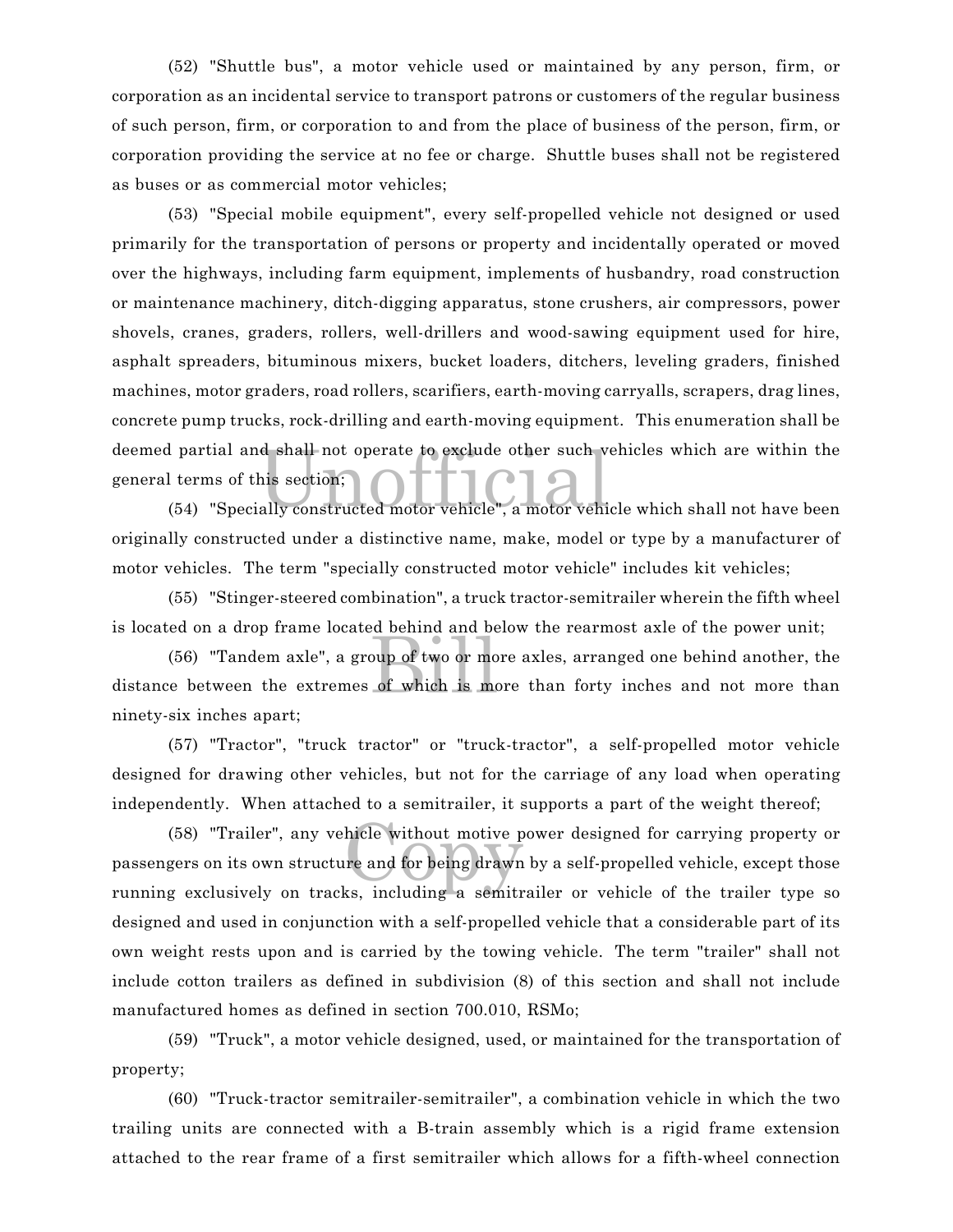(52) "Shuttle bus", a motor vehicle used or maintained by any person, firm, or corporation as an incidental service to transport patrons or customers of the regular business of such person, firm, or corporation to and from the place of business of the person, firm, or corporation providing the service at no fee or charge. Shuttle buses shall not be registered as buses or as commercial motor vehicles;

(53) "Special mobile equipment", every self-propelled vehicle not designed or used primarily for the transportation of persons or property and incidentally operated or moved over the highways, including farm equipment, implements of husbandry, road construction or maintenance machinery, ditch-digging apparatus, stone crushers, air compressors, power shovels, cranes, graders, rollers, well-drillers and wood-sawing equipment used for hire, asphalt spreaders, bituminous mixers, bucket loaders, ditchers, leveling graders, finished machines, motor graders, road rollers, scarifiers, earth-moving carryalls, scrapers, drag lines, concrete pump trucks, rock-drilling and earth-moving equipment. This enumeration shall be deemed partial and shall not operate to exclude other such vehicles which are within the general terms of this section;

(54) "Specially constructed motor vehicle", a motor vehicle which shall not have been originally constructed under a distinctive name, make, model or type by a manufacturer of motor vehicles. The term "specially constructed motor vehicle" includes kit vehicles;

(55) "Stinger-steered combination", a truck tractor-semitrailer wherein the fifth wheel is located on a drop frame located behind and below the rearmost axle of the power unit;

(56) "Tandem axle", a group of two or more axles, arranged one behind another, the distance between the extremes of which is more than forty inches and not more than ninety-six inches apart;

(57) "Tractor", "truck tractor" or "truck-tractor", a self-propelled motor vehicle designed for drawing other vehicles, but not for the carriage of any load when operating independently. When attached to a semitrailer, it supports a part of the weight thereof;

(58) "Trailer", any vehicle without motive power designed for carrying property or passengers on its own structure and for being drawn by a self-propelled vehicle, except those running exclusively on tracks, including a semitrailer or vehicle of the trailer type so designed and used in conjunction with a self-propelled vehicle that a considerable part of its own weight rests upon and is carried by the towing vehicle. The term "trailer" shall not include cotton trailers as defined in subdivision (8) of this section and shall not include manufactured homes as defined in section 700.010, RSMo;

(59) "Truck", a motor vehicle designed, used, or maintained for the transportation of property;

(60) "Truck-tractor semitrailer-semitrailer", a combination vehicle in which the two trailing units are connected with a B-train assembly which is a rigid frame extension attached to the rear frame of a first semitrailer which allows for a fifth-wheel connection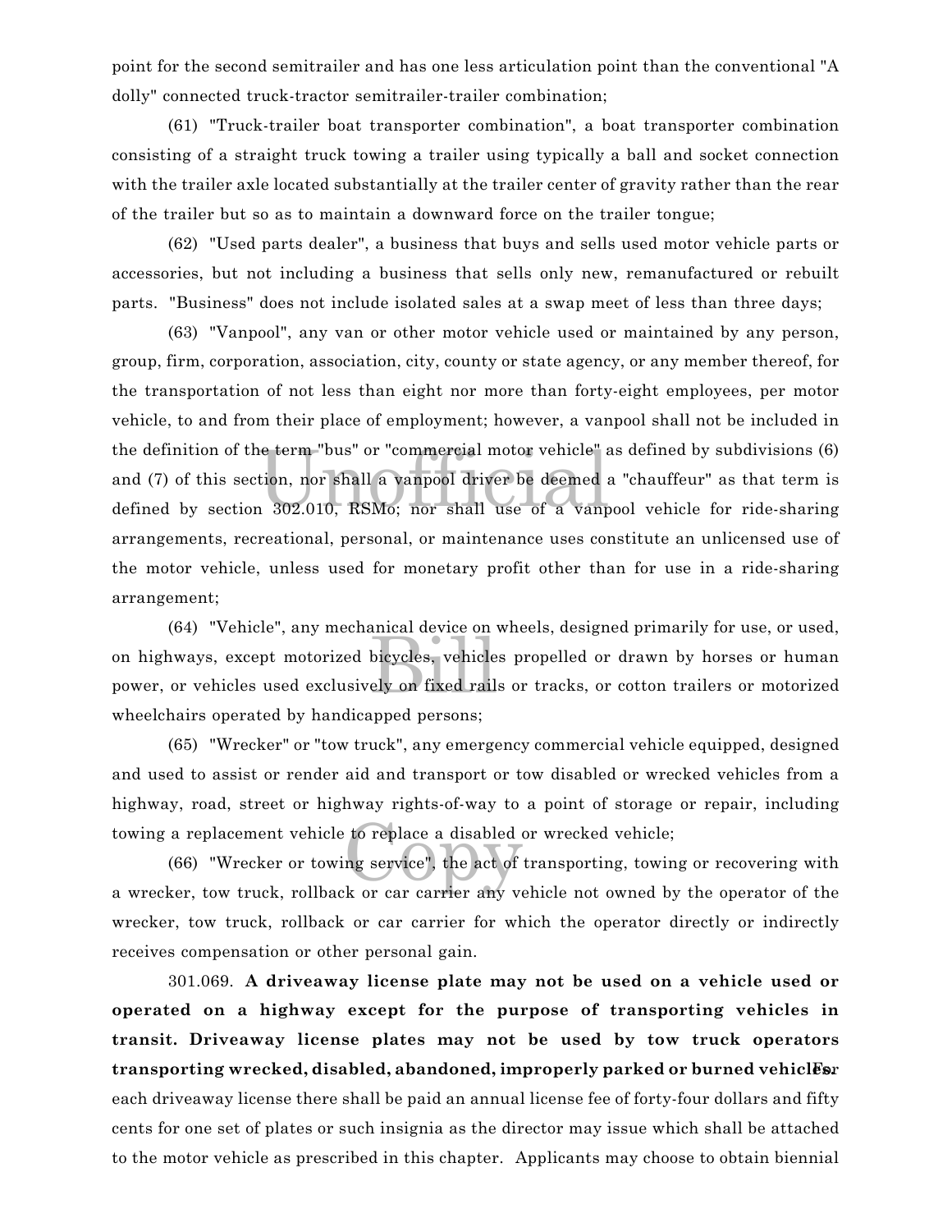point for the second semitrailer and has one less articulation point than the conventional "A dolly" connected truck-tractor semitrailer-trailer combination;

(61) "Truck-trailer boat transporter combination", a boat transporter combination consisting of a straight truck towing a trailer using typically a ball and socket connection with the trailer axle located substantially at the trailer center of gravity rather than the rear of the trailer but so as to maintain a downward force on the trailer tongue;

(62) "Used parts dealer", a business that buys and sells used motor vehicle parts or accessories, but not including a business that sells only new, remanufactured or rebuilt parts. "Business" does not include isolated sales at a swap meet of less than three days;

(63) "Vanpool", any van or other motor vehicle used or maintained by any person, group, firm, corporation, association, city, county or state agency, or any member thereof, for the transportation of not less than eight nor more than forty-eight employees, per motor vehicle, to and from their place of employment; however, a vanpool shall not be included in the definition of the term "bus" or "commercial motor vehicle" as defined by subdivisions (6) and (7) of this section, nor shall a vanpool driver be deemed a "chauffeur" as that term is defined by section 302.010, RSMo; nor shall use of a vanpool vehicle for ride-sharing arrangements, recreational, personal, or maintenance uses constitute an unlicensed use of the motor vehicle, unless used for monetary profit other than for use in a ride-sharing arrangement;

(64) "Vehicle", any mechanical device on wheels, designed primarily for use, or used, on highways, except motorized bicycles, vehicles propelled or drawn by horses or human power, or vehicles used exclusively on fixed rails or tracks, or cotton trailers or motorized wheelchairs operated by handicapped persons;

(65) "Wrecker" or "tow truck", any emergency commercial vehicle equipped, designed and used to assist or render aid and transport or tow disabled or wrecked vehicles from a highway, road, street or highway rights-of-way to a point of storage or repair, including towing a replacement vehicle to replace a disabled or wrecked vehicle;

(66) "Wrecker or towing service", the act of transporting, towing or recovering with a wrecker, tow truck, rollback or car carrier any vehicle not owned by the operator of the wrecker, tow truck, rollback or car carrier for which the operator directly or indirectly receives compensation or other personal gain.

301.069. **A driveaway license plate may not be used on a vehicle used or operated on a highway except for the purpose of transporting vehicles in transit. Driveaway license plates may not be used by tow truck operators transporting wrecked, disabled, abandoned, improperly parked or burned vehicles.** For each driveaway license there shall be paid an annual license fee of forty-four dollars and fifty cents for one set of plates or such insignia as the director may issue which shall be attached to the motor vehicle as prescribed in this chapter. Applicants may choose to obtain biennial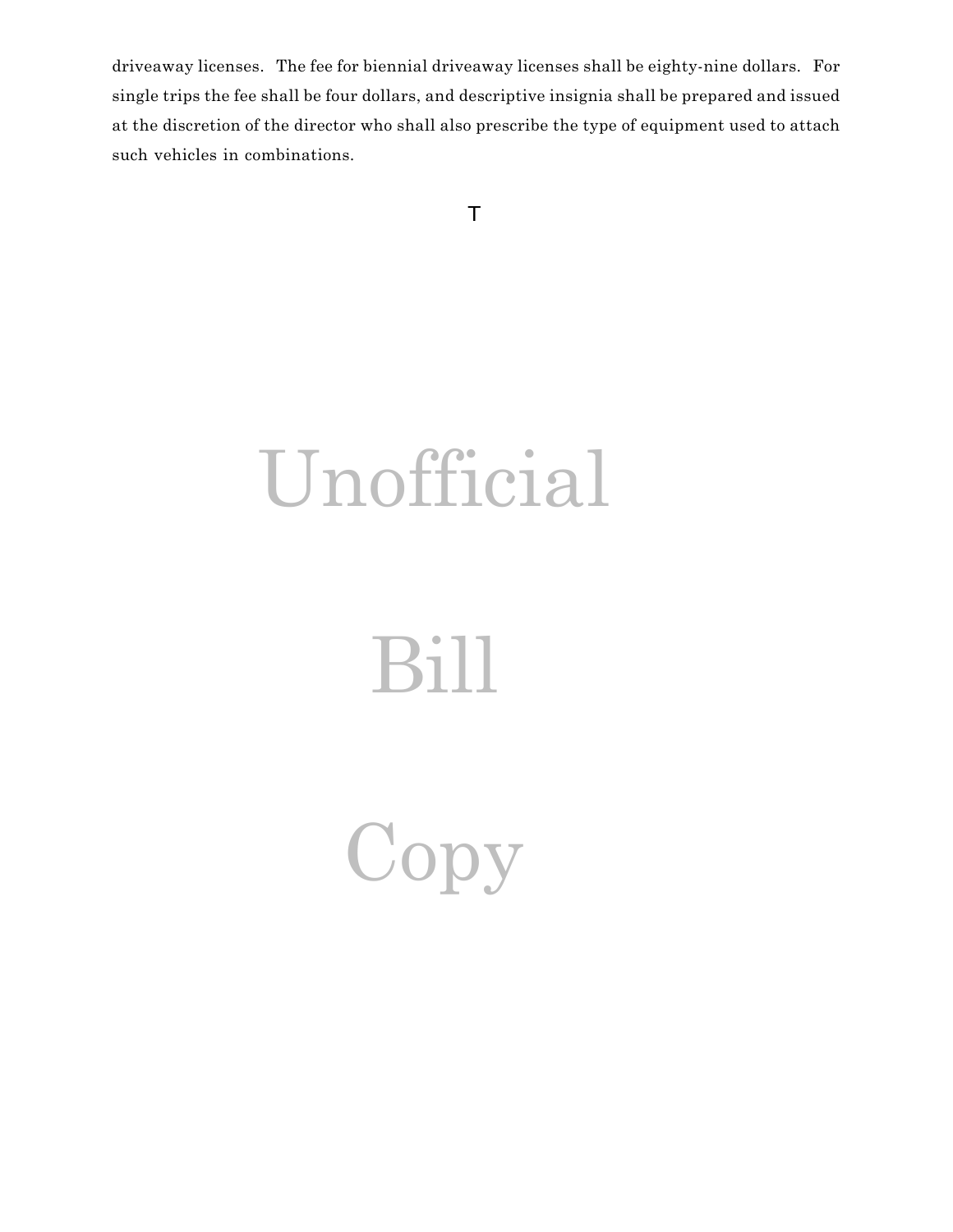driveaway licenses. The fee for biennial driveaway licenses shall be eighty-nine dollars. For single trips the fee shall be four dollars, and descriptive insignia shall be prepared and issued at the discretion of the director who shall also prescribe the type of equipment used to attach such vehicles in combinations.

T